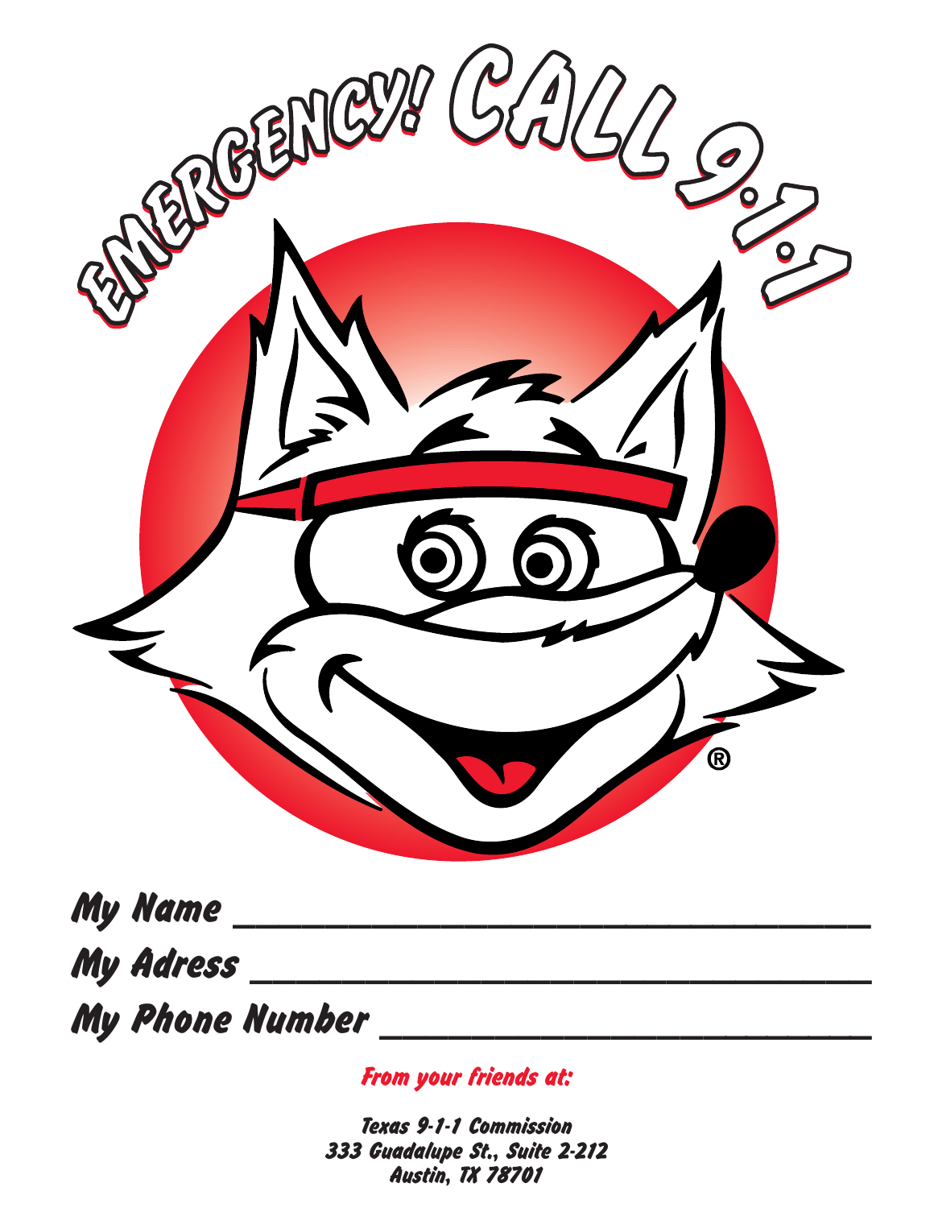# EMERGENCY! CALL 9-1-1

®

My Name ______________________________

My Adress ______________________________

My Phone Number ______________________________

*From your friends at:*

*Texas 9-1-1 Commission*
*333 Guadalupe St., Suite 2-212*
*Austin, TX 78701*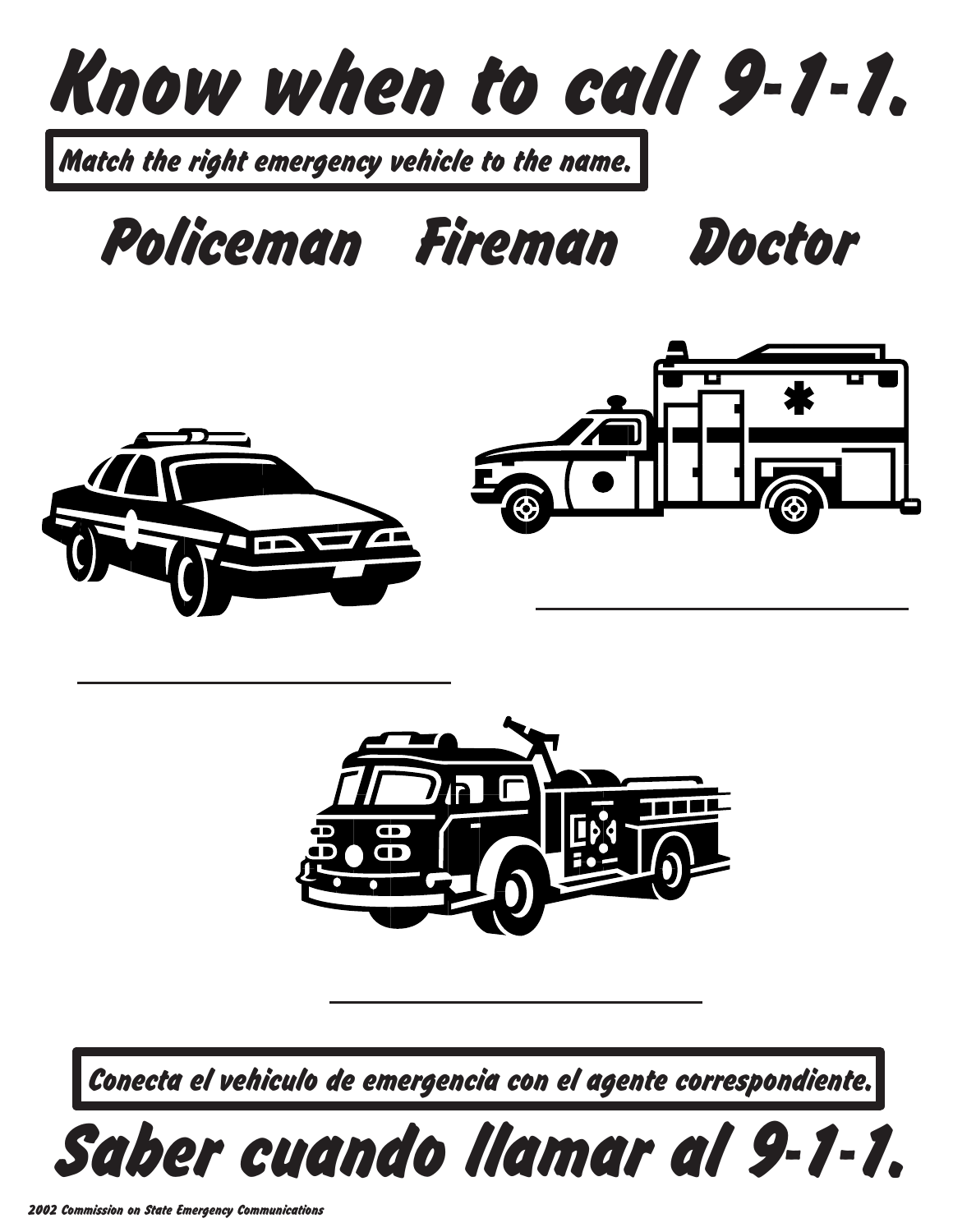# Know when to call 9-1-1.

**Match the right emergency vehicle to the name.**

## Policeman Fireman Doctor

\_\_\_\_\_\_\_\_\_\_\_\_\_\_\_\_\_\_\_\_\_\_\_\_

\_\_\_\_\_\_\_\_\_\_\_\_\_\_\_\_\_\_\_\_\_\_\_\_

\_\_\_\_\_\_\_\_\_\_\_\_\_\_\_\_\_\_\_\_\_\_\_\_

**Conecta el vehiculo de emergencia con el agente correspondiente.**

# Saber cuando llamar al 9-1-1.

*2002 Commission on State Emergency Communications*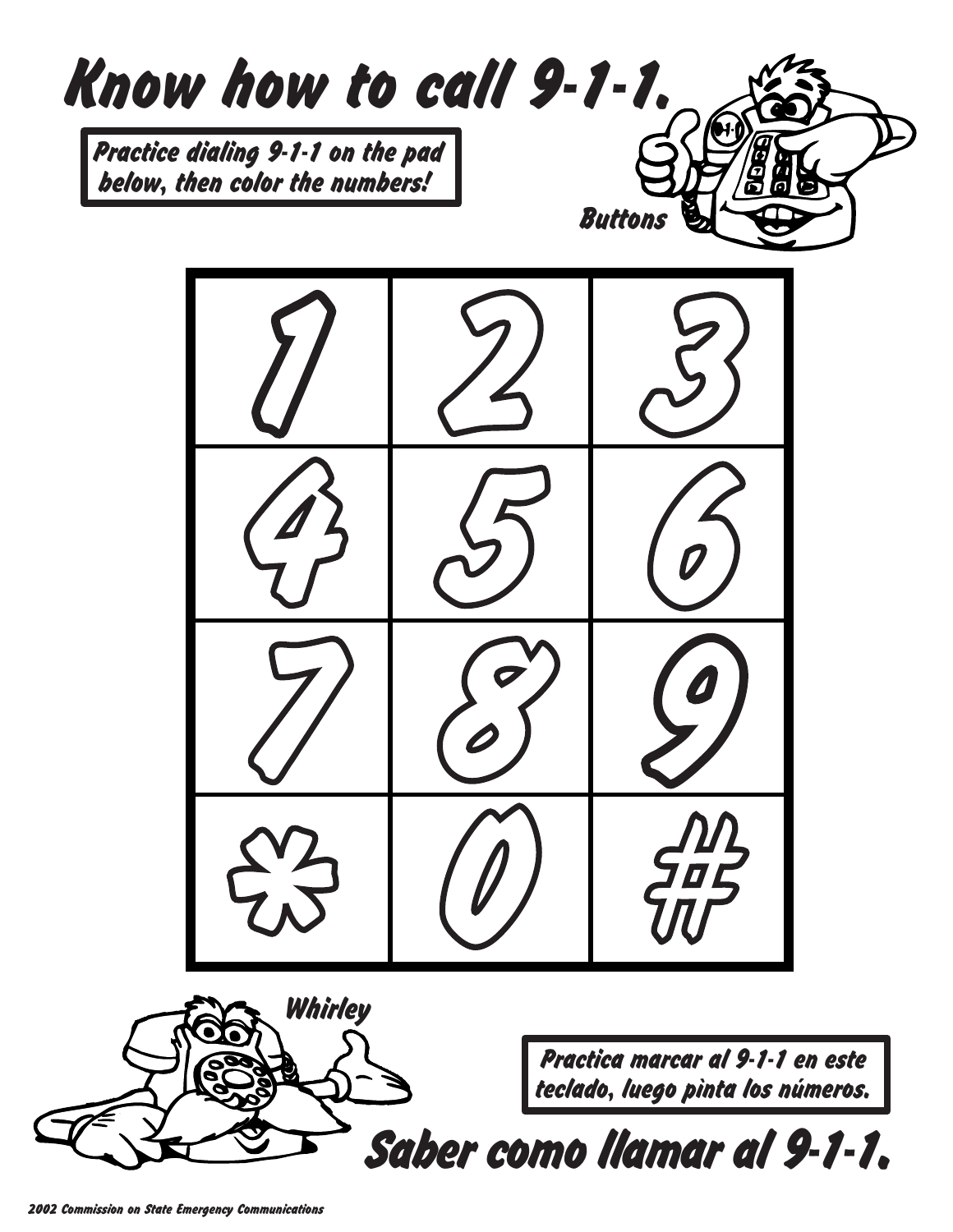# Know how to call 9-1-1.

Practice dialing 9-1-1 on the pad below, then color the numbers!

Buttons

| 1 | 2 | 3 |
|---|---|---|
| 4 | 5 | 6 |
| 7 | 8 | 9 |
| * | 0 | # |

Whirley

Practica marcar al 9-1-1 en este teclado, luego pinta los números.

# Saber como llamar al 9-1-1.

2002 Commission on State Emergency Communications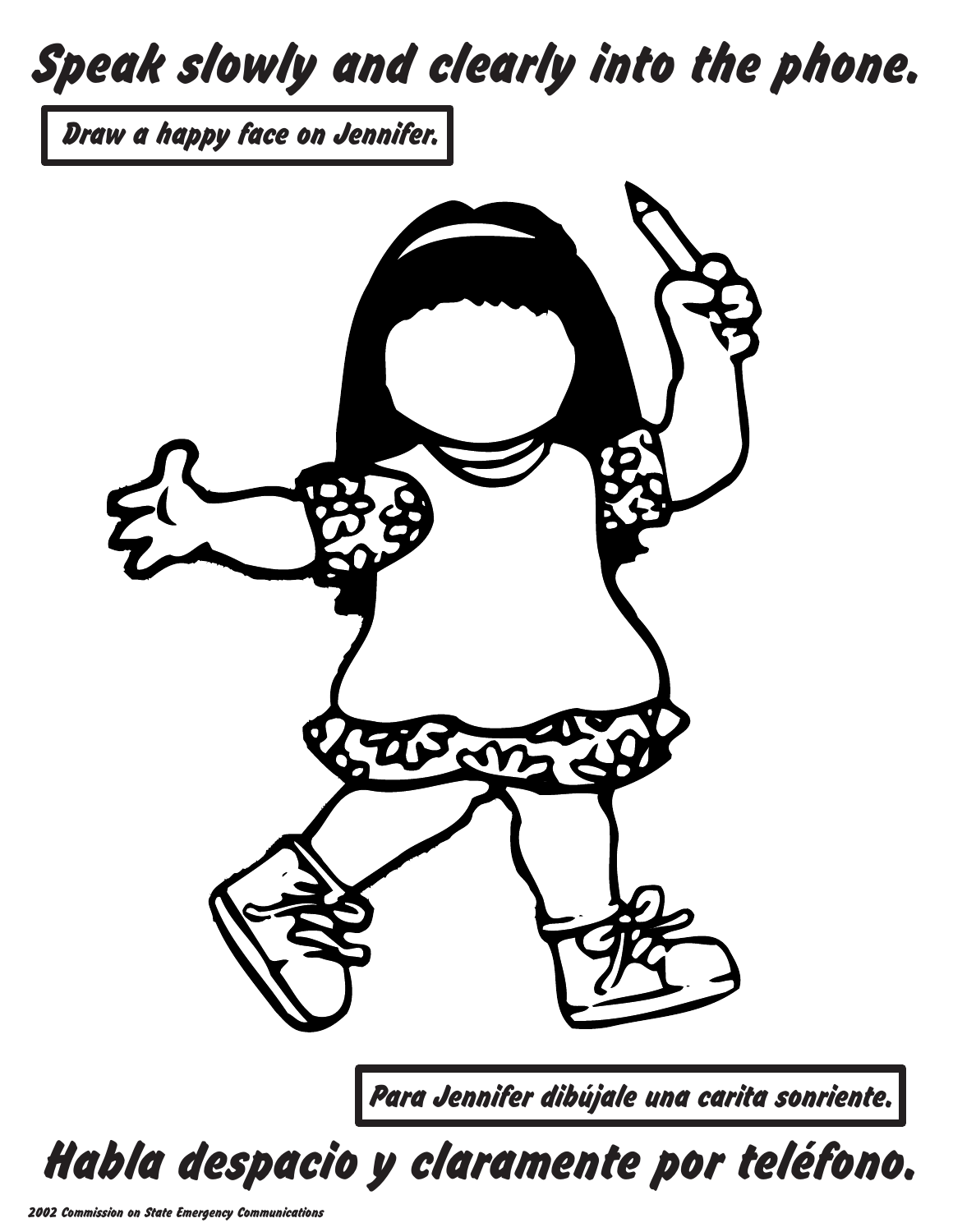# Speak slowly and clearly into the phone.

Draw a happy face on Jennifer.

Para Jennifer dibújale una carita sonriente.

# Habla despacio y claramente por teléfono.

*2002 Commission on State Emergency Communications*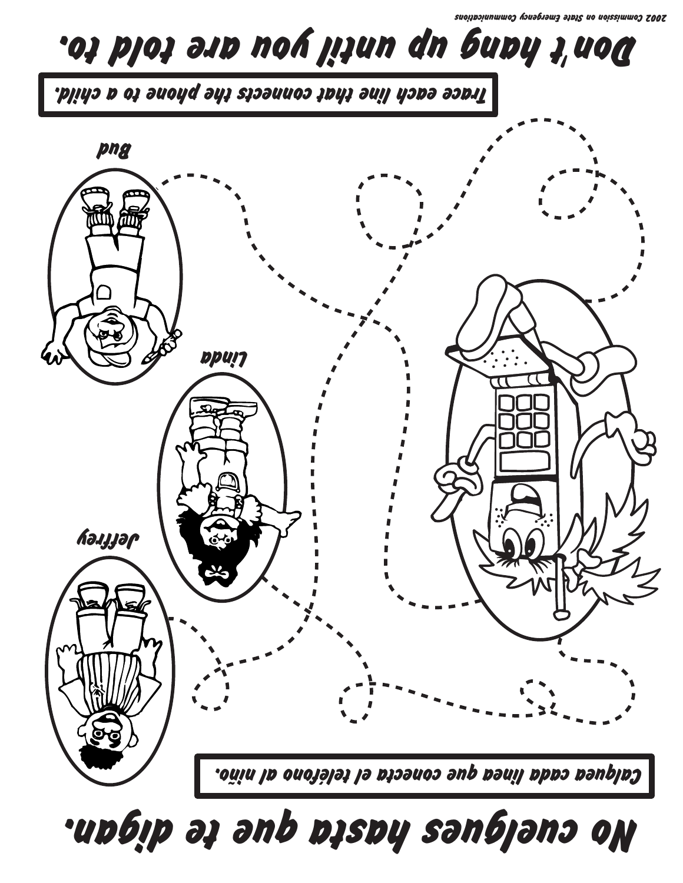# Don't hang up until you are told to.

Trace each line that connects the phone to a child.

Bud

Linda

Jeffrey

Calquea cada línea que conecta el teléfono al niño.

# No cuelgues hasta que te digan.

2002 Commission on State Emergency Communications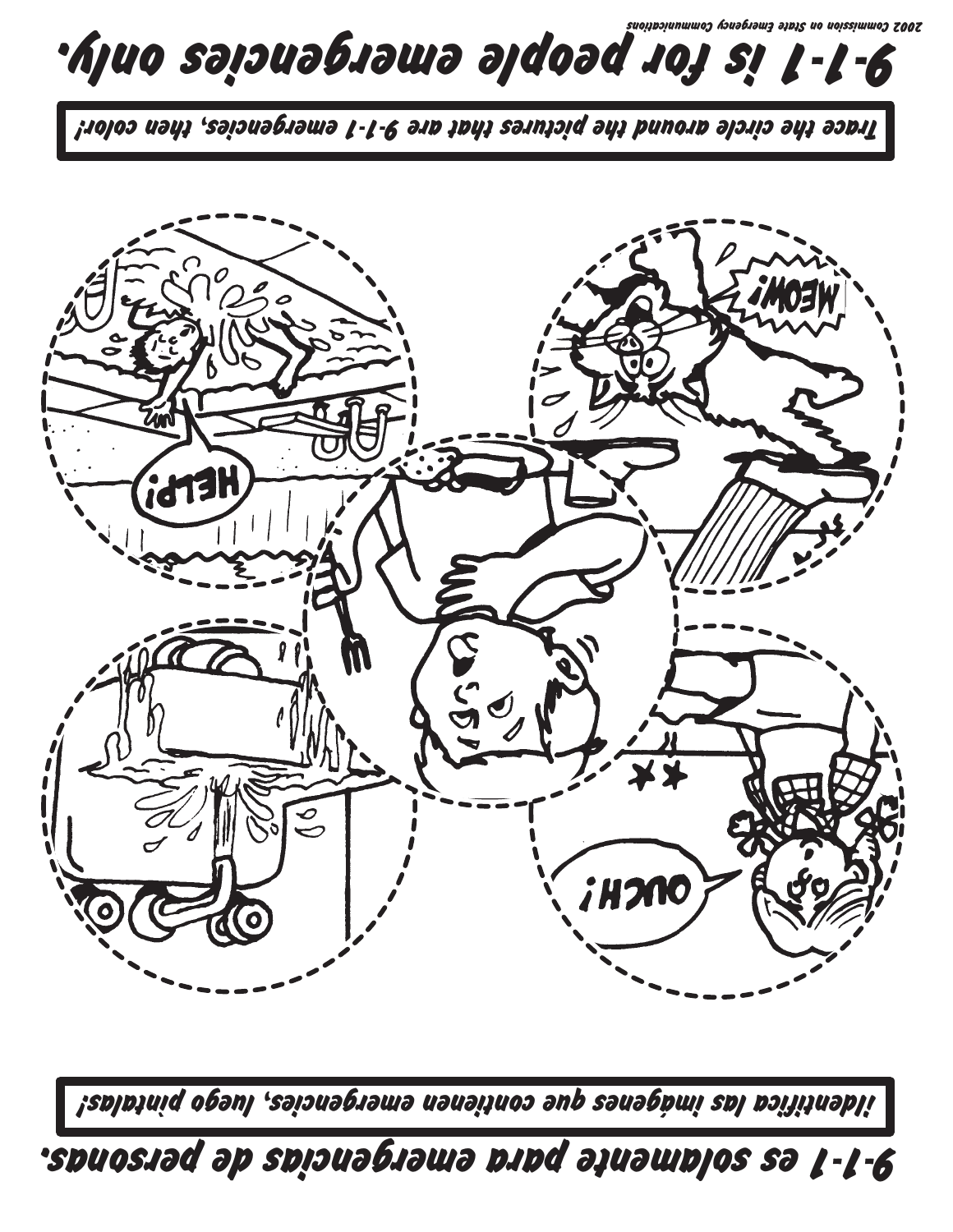# 9-1-1 is for people emergencies only.

*2002 Commission on State Emergency Communications*

**Trace the circle around the pictures that are 9-1-1 emergencies, then color!**

MEOW!

HELP!

OUCH!

**¡Identifica las imágenes que contienen emergencias, luego píntalas!**

# 9-1-1 es solamente para emergencias de personas.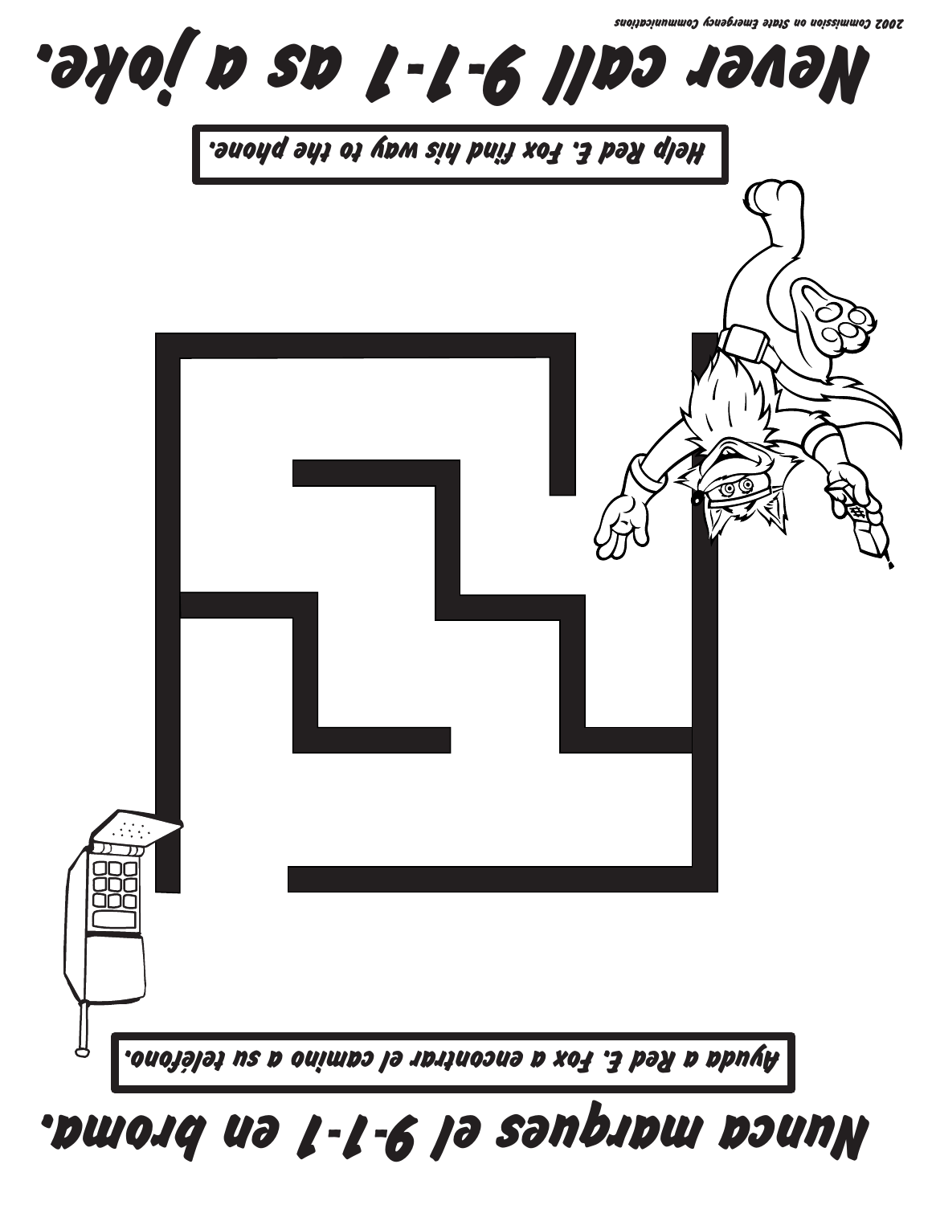# Never call 9-1-1 as a joke.

Help Red E. Fox find his way to the phone.

Ayuda a Red E. Fox a encontrar el camino a su teléfono.

# Nunca marques el 9-1-1 en broma.

2002 Commission on State Emergency Communications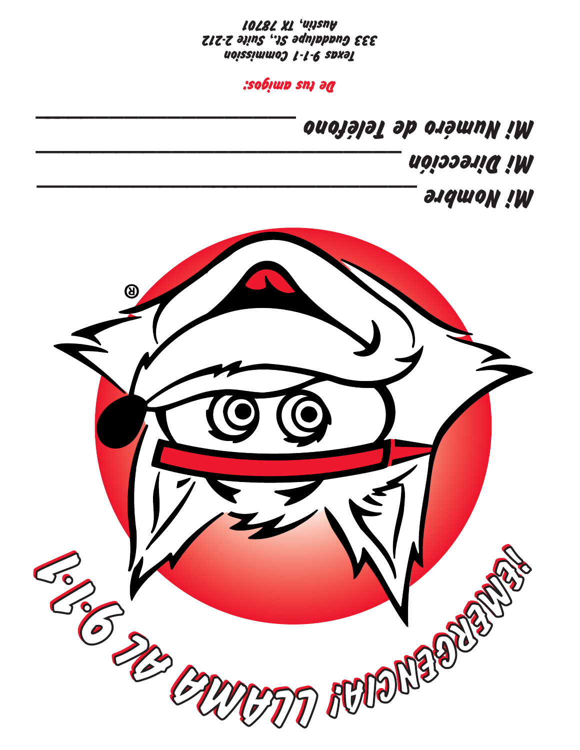Texas 9-1-1 Commission
333 Guadalupe St., Suite 2-212
Austin, TX 78701

*De tus amigos:*

**Mi Nombre** ___________________________________

**Mi Dirección** ___________________________________

**Mi Numéro de Teléfono** ___________________________

¡EMERGENCIA! LLAMA AL 9-1-1